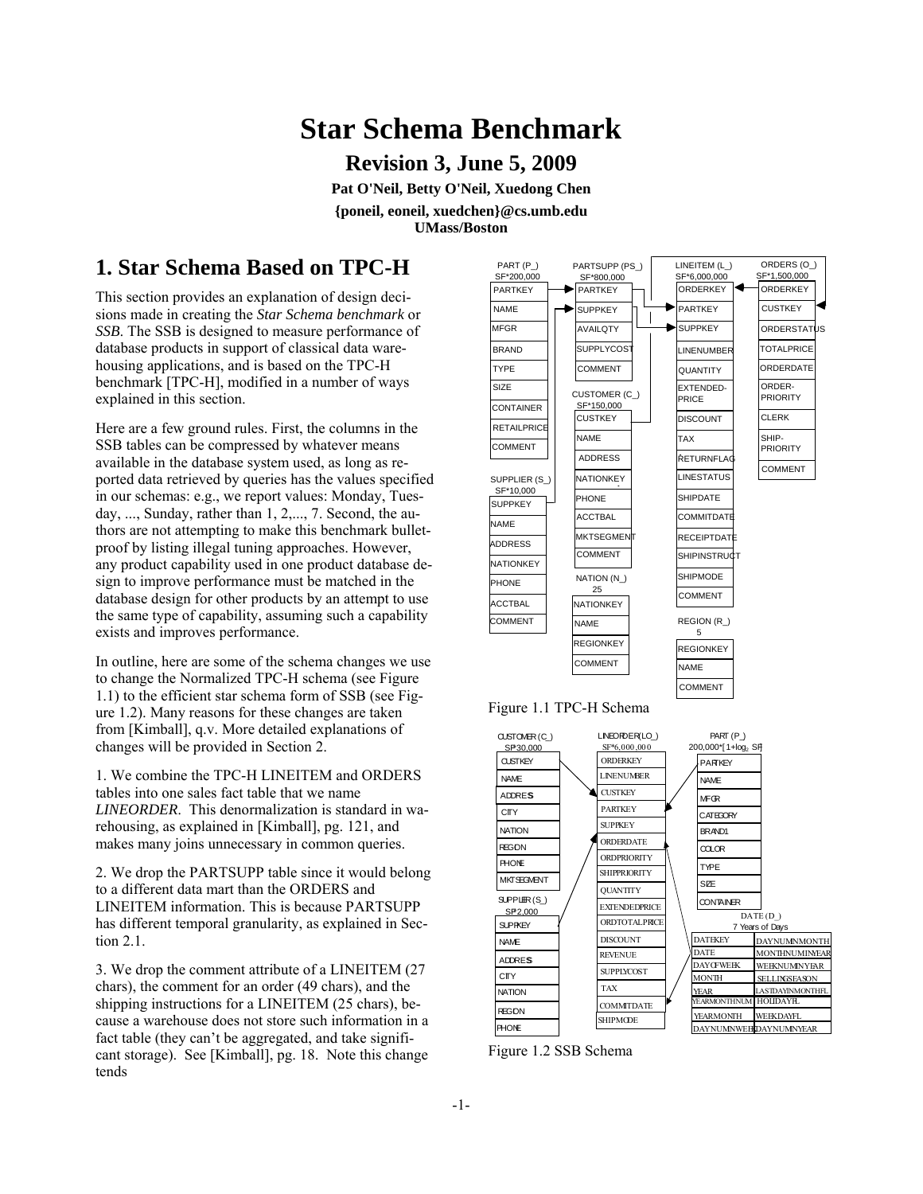# Star Schema Benchmark

## Revision 3, June 5, 2009

**Pat O'Neil, Betty O'Neil, Xuedong Chen**

**{poneil, eoneil, xuedchen}@cs.umb.edu**
**UMass/Boston**

## 1. Star Schema Based on TPC-H

This section provides an explanation of design decisions made in creating the *Star Schema benchmark* or *SSB*. The SSB is designed to measure performance of database products in support of classical data warehousing applications, and is based on the TPC-H benchmark [TPC-H], modified in a number of ways explained in this section.

Here are a few ground rules. First, the columns in the SSB tables can be compressed by whatever means available in the database system used, as long as reported data retrieved by queries has the values specified in our schemas: e.g., we report values: Monday, Tuesday, ..., Sunday, rather than 1, 2,..., 7. Second, the authors are not attempting to make this benchmark bulletproof by listing illegal tuning approaches. However, any product capability used in one product database design to improve performance must be matched in the database design for other products by an attempt to use the same type of capability, assuming such a capability exists and improves performance.

In outline, here are some of the schema changes we use to change the Normalized TPC-H schema (see Figure 1.1) to the efficient star schema form of SSB (see Figure 1.2). Many reasons for these changes are taken from [Kimball], q.v. More detailed explanations of changes will be provided in Section 2.

1. We combine the TPC-H LINEITEM and ORDERS tables into one sales fact table that we name *LINEORDER*. This denormalization is standard in warehousing, as explained in [Kimball], pg. 121, and makes many joins unnecessary in common queries.

2. We drop the PARTSUPP table since it would belong to a different data mart than the ORDERS and LINEITEM information. This is because PARTSUPP has different temporal granularity, as explained in Section 2.1.

3. We drop the comment attribute of a LINEITEM (27 chars), the comment for an order (49 chars), and the shipping instructions for a LINEITEM (25 chars), because a warehouse does not store such information in a fact table (they can't be aggregated, and take significant storage). See [Kimball], pg. 18. Note this change tends

| PART (P_) SF*200,000 | PARTSUPP (PS_) SF*800,000 | LINEITEM (L_) SF*6,000,000 | ORDERS (O_) SF*1,500,000 |
|---|---|---|---|
| PARTKEY | PARTKEY | ORDERKEY | ORDERKEY |
| NAME | SUPPKEY | PARTKEY | CUSTKEY |
| MFGR | AVAILQTY | SUPPKEY | ORDERSTATUS |
| BRAND | SUPPLYCOST | LINENUMBER | TOTALPRICE |
| TYPE | COMMENT | QUANTITY | ORDERDATE |
| SIZE | | EXTENDED-PRICE | ORDER-PRIORITY |
| CONTAINER | | DISCOUNT | CLERK |
| RETAILPRICE | | TAX | SHIP-PRIORITY |
| COMMENT | | RETURNFLAG | COMMENT |
| | | LINESTATUS | |
| | | SHIPDATE | |
| | | COMMITDATE | |
| | | RECEIPTDATE | |
| | | SHIPINSTRUCT | |
| | | SHIPMODE | |
| | | COMMENT | |

| SUPPLIER (S_) SF*10,000 | CUSTOMER (C_) SF*150,000 | NATION (N_) 25 | REGION (R_) 5 |
|---|---|---|---|
| SUPPKEY | CUSTKEY | NATIONKEY | REGIONKEY |
| NAME | NAME | NAME | NAME |
| ADDRESS | ADDRESS | REGIONKEY | COMMENT |
| NATIONKEY | NATIONKEY | COMMENT | |
| PHONE | PHONE | | |
| ACCTBAL | ACCTBAL | | |
| COMMENT | MKTSEGMENT | | |
| | COMMENT | | |

Figure 1.1 TPC-H Schema

| CUSTOMER (C_) SF*30,000 | LINEORDER (LO_) SF*6,000,000 | PART (P_) 200,000*[1+log₂ SF] |
|---|---|---|
| CUSTKEY | ORDERKEY | PARTKEY |
| NAME | LINENUMBER | NAME |
| ADDRESS | CUSTKEY | MFGR |
| CITY | PARTKEY | CATEGORY |
| NATION | SUPPKEY | BRAND1 |
| REGION | ORDERDATE | COLOR |
| PHONE | ORDPRIORITY | TYPE |
| MKTSEGMENT | SHIPPRIORITY | SIZE |
| | QUANTITY | CONTAINER |
| | EXTENDEDPRICE | |
| | ORDTOTALPRICE | |
| | DISCOUNT | |
| | REVENUE | |
| | SUPPLYCOST | |
| | TAX | |
| | COMMITDATE | |
| | SHIPMODE | |

| SUPPLIER (S_) SF*2,000 |
|---|
| SUPPKEY |
| NAME |
| ADDRESS |
| CITY |
| NATION |
| REGION |
| PHONE |

| DATE (D_) 7 Years of Days | |
|---|---|
| DATEKEY | DAYNUMINMONTH |
| DATE | MONTHNUMINYEAR |
| DAYOFWEEK | WEEKNUMINYEAR |
| MONTH | SELLINGSEASON |
| YEAR | LASTDAYINMONTHFL |
| YEARMONTHNUM | HOLIDAYFL |
| YEARMONTH | WEEKDAYFL |
| DAYNUMINWEEK | DAYNUMINYEAR |

Figure 1.2 SSB Schema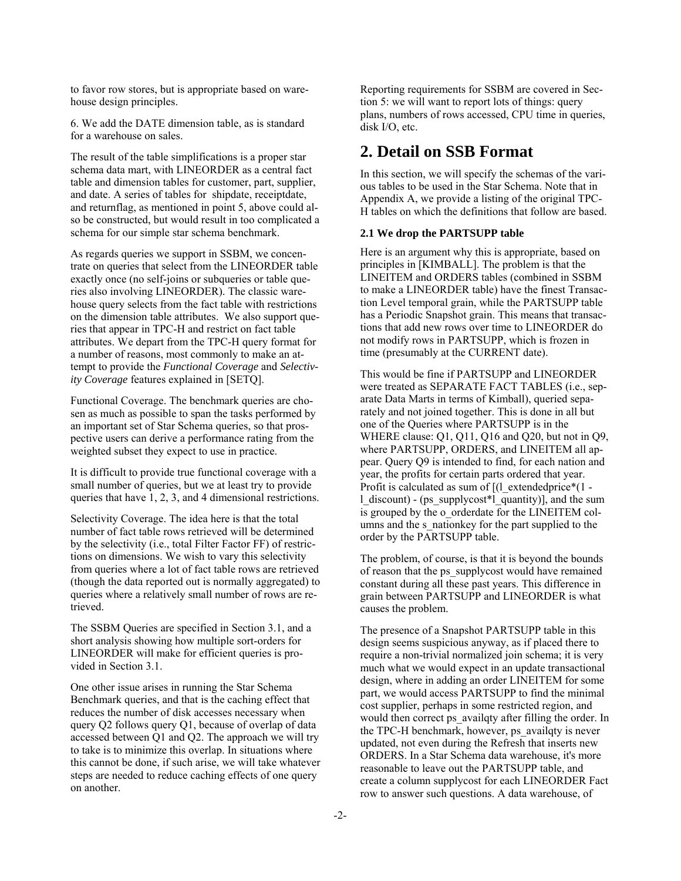to favor row stores, but is appropriate based on warehouse design principles.

6. We add the DATE dimension table, as is standard for a warehouse on sales.

The result of the table simplifications is a proper star schema data mart, with LINEORDER as a central fact table and dimension tables for customer, part, supplier, and date. A series of tables for shipdate, receiptdate, and returnflag, as mentioned in point 5, above could also be constructed, but would result in too complicated a schema for our simple star schema benchmark.

As regards queries we support in SSBM, we concentrate on queries that select from the LINEORDER table exactly once (no self-joins or subqueries or table queries also involving LINEORDER). The classic warehouse query selects from the fact table with restrictions on the dimension table attributes. We also support queries that appear in TPC-H and restrict on fact table attributes. We depart from the TPC-H query format for a number of reasons, most commonly to make an attempt to provide the *Functional Coverage* and *Selectivity Coverage* features explained in [SETQ].

Functional Coverage. The benchmark queries are chosen as much as possible to span the tasks performed by an important set of Star Schema queries, so that prospective users can derive a performance rating from the weighted subset they expect to use in practice.

It is difficult to provide true functional coverage with a small number of queries, but we at least try to provide queries that have 1, 2, 3, and 4 dimensional restrictions.

Selectivity Coverage. The idea here is that the total number of fact table rows retrieved will be determined by the selectivity (i.e., total Filter Factor FF) of restrictions on dimensions. We wish to vary this selectivity from queries where a lot of fact table rows are retrieved (though the data reported out is normally aggregated) to queries where a relatively small number of rows are retrieved.

The SSBM Queries are specified in Section 3.1, and a short analysis showing how multiple sort-orders for LINEORDER will make for efficient queries is provided in Section 3.1.

One other issue arises in running the Star Schema Benchmark queries, and that is the caching effect that reduces the number of disk accesses necessary when query Q2 follows query Q1, because of overlap of data accessed between Q1 and Q2. The approach we will try to take is to minimize this overlap. In situations where this cannot be done, if such arise, we will take whatever steps are needed to reduce caching effects of one query on another.

Reporting requirements for SSBM are covered in Section 5: we will want to report lots of things: query plans, numbers of rows accessed, CPU time in queries, disk I/O, etc.

# 2. Detail on SSB Format

In this section, we will specify the schemas of the various tables to be used in the Star Schema. Note that in Appendix A, we provide a listing of the original TPC-H tables on which the definitions that follow are based.

### 2.1 We drop the PARTSUPP table

Here is an argument why this is appropriate, based on principles in [KIMBALL]. The problem is that the LINEITEM and ORDERS tables (combined in SSBM to make a LINEORDER table) have the finest Transaction Level temporal grain, while the PARTSUPP table has a Periodic Snapshot grain. This means that transactions that add new rows over time to LINEORDER do not modify rows in PARTSUPP, which is frozen in time (presumably at the CURRENT date).

This would be fine if PARTSUPP and LINEORDER were treated as SEPARATE FACT TABLES (i.e., separate Data Marts in terms of Kimball), queried separately and not joined together. This is done in all but one of the Queries where PARTSUPP is in the WHERE clause: Q1, Q11, Q16 and Q20, but not in Q9, where PARTSUPP, ORDERS, and LINEITEM all appear. Query Q9 is intended to find, for each nation and year, the profits for certain parts ordered that year. Profit is calculated as sum of [(l_extendedprice*(1 - l_discount) - (ps_supplycost*l_quantity)], and the sum is grouped by the o_orderdate for the LINEITEM columns and the s_nationkey for the part supplied to the order by the PARTSUPP table.

The problem, of course, is that it is beyond the bounds of reason that the ps_supplycost would have remained constant during all these past years. This difference in grain between PARTSUPP and LINEORDER is what causes the problem.

The presence of a Snapshot PARTSUPP table in this design seems suspicious anyway, as if placed there to require a non-trivial normalized join schema; it is very much what we would expect in an update transactional design, where in adding an order LINEITEM for some part, we would access PARTSUPP to find the minimal cost supplier, perhaps in some restricted region, and would then correct ps_availqty after filling the order. In the TPC-H benchmark, however, ps_availqty is never updated, not even during the Refresh that inserts new ORDERS. In a Star Schema data warehouse, it's more reasonable to leave out the PARTSUPP table, and create a column supplycost for each LINEORDER Fact row to answer such questions. A data warehouse, of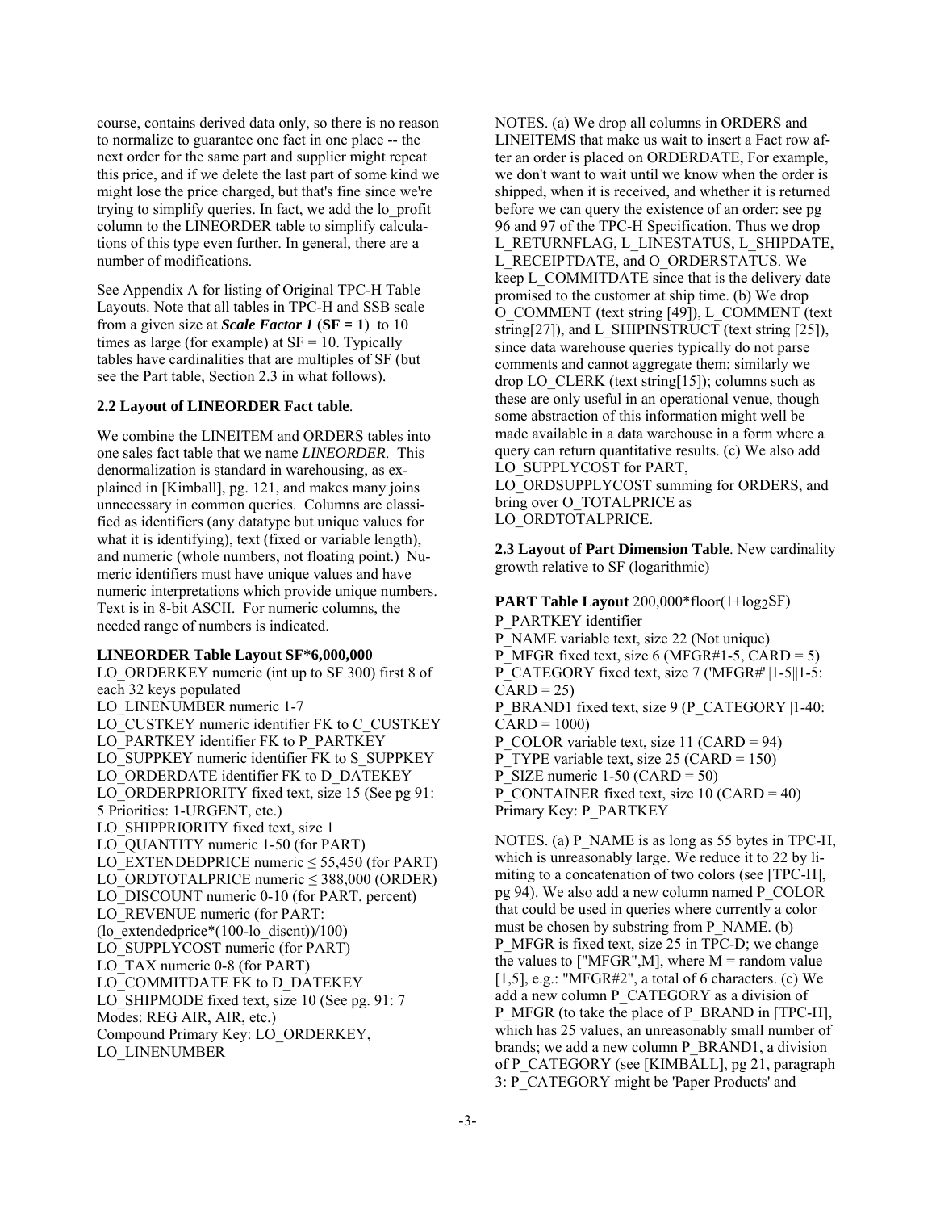course, contains derived data only, so there is no reason to normalize to guarantee one fact in one place -- the next order for the same part and supplier might repeat this price, and if we delete the last part of some kind we might lose the price charged, but that's fine since we're trying to simplify queries. In fact, we add the lo_profit column to the LINEORDER table to simplify calculations of this type even further. In general, there are a number of modifications.

See Appendix A for listing of Original TPC-H Table Layouts. Note that all tables in TPC-H and SSB scale from a given size at ***Scale Factor 1*** (**SF = 1**) to 10 times as large (for example) at SF = 10. Typically tables have cardinalities that are multiples of SF (but see the Part table, Section 2.3 in what follows).

### 2.2 Layout of LINEORDER Fact table.

We combine the LINEITEM and ORDERS tables into one sales fact table that we name *LINEORDER*. This denormalization is standard in warehousing, as explained in [Kimball], pg. 121, and makes many joins unnecessary in common queries. Columns are classified as identifiers (any datatype but unique values for what it is identifying), text (fixed or variable length), and numeric (whole numbers, not floating point.) Numeric identifiers must have unique values and have numeric interpretations which provide unique numbers. Text is in 8-bit ASCII. For numeric columns, the needed range of numbers is indicated.

**LINEORDER Table Layout SF*6,000,000**

LO_ORDERKEY numeric (int up to SF 300) first 8 of each 32 keys populated
LO_LINENUMBER numeric 1-7
LO_CUSTKEY numeric identifier FK to C_CUSTKEY
LO_PARTKEY identifier FK to P_PARTKEY
LO_SUPPKEY numeric identifier FK to S_SUPPKEY
LO_ORDERDATE identifier FK to D_DATEKEY
LO_ORDERPRIORITY fixed text, size 15 (See pg 91: 5 Priorities: 1-URGENT, etc.)
LO_SHIPPRIORITY fixed text, size 1
LO_QUANTITY numeric 1-50 (for PART)
LO_EXTENDEDPRICE numeric ≤ 55,450 (for PART)
LO_ORDTOTALPRICE numeric ≤ 388,000 (ORDER)
LO_DISCOUNT numeric 0-10 (for PART, percent)
LO_REVENUE numeric (for PART: (lo_extendedprice*(100-lo_discnt))/100)
LO_SUPPLYCOST numeric (for PART)
LO_TAX numeric 0-8 (for PART)
LO_COMMITDATE FK to D_DATEKEY
LO_SHIPMODE fixed text, size 10 (See pg. 91: 7 Modes: REG AIR, AIR, etc.)
Compound Primary Key: LO_ORDERKEY, LO_LINENUMBER

NOTES. (a) We drop all columns in ORDERS and LINEITEMS that make us wait to insert a Fact row after an order is placed on ORDERDATE, For example, we don't want to wait until we know when the order is shipped, when it is received, and whether it is returned before we can query the existence of an order: see pg 96 and 97 of the TPC-H Specification. Thus we drop L_RETURNFLAG, L_LINESTATUS, L_SHIPDATE, L_RECEIPTDATE, and O_ORDERSTATUS. We keep L_COMMITDATE since that is the delivery date promised to the customer at ship time. (b) We drop O_COMMENT (text string [49]), L_COMMENT (text string[27]), and L_SHIPINSTRUCT (text string [25]), since data warehouse queries typically do not parse comments and cannot aggregate them; similarly we drop LO_CLERK (text string[15]); columns such as these are only useful in an operational venue, though some abstraction of this information might well be made available in a data warehouse in a form where a query can return quantitative results. (c) We also add LO_SUPPLYCOST for PART, LO_ORDSUPPLYCOST summing for ORDERS, and bring over O_TOTALPRICE as LO_ORDTOTALPRICE.

**2.3 Layout of Part Dimension Table**. New cardinality growth relative to SF (logarithmic)

**PART Table Layout** 200,000*floor(1+$\log_2$SF)

P_PARTKEY identifier
P_NAME variable text, size 22 (Not unique)
P_MFGR fixed text, size 6 (MFGR#1-5, CARD = 5)
P_CATEGORY fixed text, size 7 ('MFGR#'||1-5||1-5: CARD = 25)
P_BRAND1 fixed text, size 9 (P_CATEGORY||1-40: CARD = 1000)
P_COLOR variable text, size 11 (CARD = 94)
P_TYPE variable text, size 25 (CARD = 150)
P_SIZE numeric 1-50 (CARD = 50)
P_CONTAINER fixed text, size 10 (CARD = 40)
Primary Key: P_PARTKEY

NOTES. (a) P_NAME is as long as 55 bytes in TPC-H, which is unreasonably large. We reduce it to 22 by limiting to a concatenation of two colors (see [TPC-H], pg 94). We also add a new column named P_COLOR that could be used in queries where currently a color must be chosen by substring from P_NAME. (b) P_MFGR is fixed text, size 25 in TPC-D; we change the values to ["MFGR",M], where M = random value [1,5], e.g.: "MFGR#2", a total of 6 characters. (c) We add a new column P_CATEGORY as a division of P_MFGR (to take the place of P_BRAND in [TPC-H], which has 25 values, an unreasonably small number of brands; we add a new column P_BRAND1, a division of P_CATEGORY (see [KIMBALL], pg 21, paragraph 3: P_CATEGORY might be 'Paper Products' and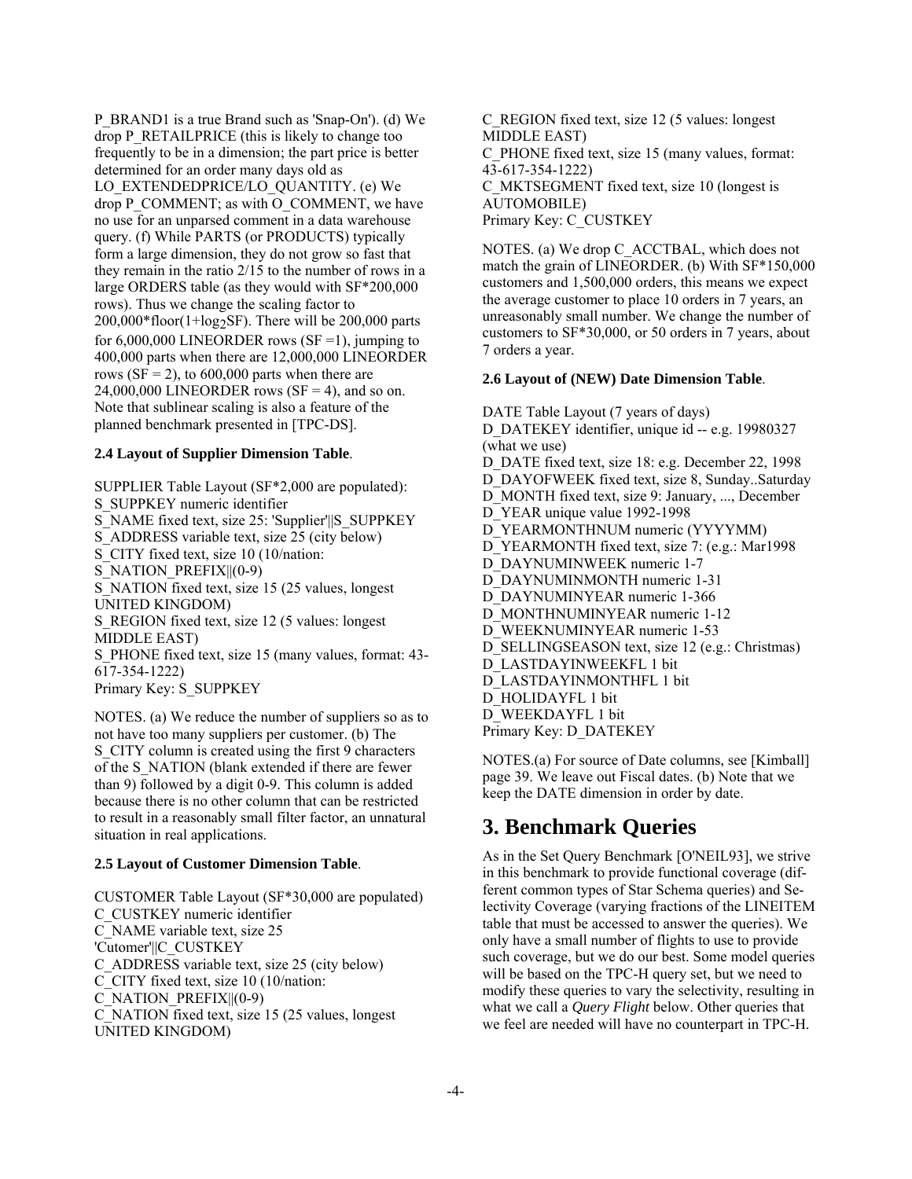P_BRAND1 is a true Brand such as 'Snap-On'). (d) We drop P_RETAILPRICE (this is likely to change too frequently to be in a dimension; the part price is better determined for an order many days old as LO_EXTENDEDPRICE/LO_QUANTITY. (e) We drop P_COMMENT; as with O_COMMENT, we have no use for an unparsed comment in a data warehouse query. (f) While PARTS (or PRODUCTS) typically form a large dimension, they do not grow so fast that they remain in the ratio 2/15 to the number of rows in a large ORDERS table (as they would with SF*200,000 rows). Thus we change the scaling factor to 200,000*floor(1+$\log_2$SF). There will be 200,000 parts for 6,000,000 LINEORDER rows (SF =1), jumping to 400,000 parts when there are 12,000,000 LINEORDER rows (SF = 2), to 600,000 parts when there are 24,000,000 LINEORDER rows (SF = 4), and so on. Note that sublinear scaling is also a feature of the planned benchmark presented in [TPC-DS].

#### 2.4 Layout of Supplier Dimension Table.

SUPPLIER Table Layout (SF*2,000 are populated):
S_SUPPKEY numeric identifier
S_NAME fixed text, size 25: 'Supplier'||S_SUPPKEY
S_ADDRESS variable text, size 25 (city below)
S_CITY fixed text, size 10 (10/nation: S_NATION_PREFIX||(0-9)
S_NATION fixed text, size 15 (25 values, longest UNITED KINGDOM)
S_REGION fixed text, size 12 (5 values: longest MIDDLE EAST)
S_PHONE fixed text, size 15 (many values, format: 43-617-354-1222)
Primary Key: S_SUPPKEY

NOTES. (a) We reduce the number of suppliers so as to not have too many suppliers per customer. (b) The S_CITY column is created using the first 9 characters of the S_NATION (blank extended if there are fewer than 9) followed by a digit 0-9. This column is added because there is no other column that can be restricted to result in a reasonably small filter factor, an unnatural situation in real applications.

#### 2.5 Layout of Customer Dimension Table.

CUSTOMER Table Layout (SF*30,000 are populated)
C_CUSTKEY numeric identifier
C_NAME variable text, size 25 'Cutomer'||C_CUSTKEY
C_ADDRESS variable text, size 25 (city below)
C_CITY fixed text, size 10 (10/nation: C_NATION_PREFIX||(0-9)
C_NATION fixed text, size 15 (25 values, longest UNITED KINGDOM)
C_REGION fixed text, size 12 (5 values: longest MIDDLE EAST)
C_PHONE fixed text, size 15 (many values, format: 43-617-354-1222)
C_MKTSEGMENT fixed text, size 10 (longest is AUTOMOBILE)
Primary Key: C_CUSTKEY

NOTES. (a) We drop C_ACCTBAL, which does not match the grain of LINEORDER. (b) With SF*150,000 customers and 1,500,000 orders, this means we expect the average customer to place 10 orders in 7 years, an unreasonably small number. We change the number of customers to SF*30,000, or 50 orders in 7 years, about 7 orders a year.

#### 2.6 Layout of (NEW) Date Dimension Table.

DATE Table Layout (7 years of days)
D_DATEKEY identifier, unique id -- e.g. 19980327 (what we use)
D_DATE fixed text, size 18: e.g. December 22, 1998
D_DAYOFWEEK fixed text, size 8, Sunday..Saturday
D_MONTH fixed text, size 9: January, ..., December
D_YEAR unique value 1992-1998
D_YEARMONTHNUM numeric (YYYYMM)
D_YEARMONTH fixed text, size 7: (e.g.: Mar1998
D_DAYNUMINWEEK numeric 1-7
D_DAYNUMINMONTH numeric 1-31
D_DAYNUMINYEAR numeric 1-366
D_MONTHNUMINYEAR numeric 1-12
D_WEEKNUMINYEAR numeric 1-53
D_SELLINGSEASON text, size 12 (e.g.: Christmas)
D_LASTDAYINWEEKFL 1 bit
D_LASTDAYINMONTHFL 1 bit
D_HOLIDAYFL 1 bit
D_WEEKDAYFL 1 bit
Primary Key: D_DATEKEY

NOTES.(a) For source of Date columns, see [Kimball] page 39. We leave out Fiscal dates. (b) Note that we keep the DATE dimension in order by date.

## 3. Benchmark Queries

As in the Set Query Benchmark [O'NEIL93], we strive in this benchmark to provide functional coverage (different common types of Star Schema queries) and Selectivity Coverage (varying fractions of the LINEITEM table that must be accessed to answer the queries). We only have a small number of flights to use to provide such coverage, but we do our best. Some model queries will be based on the TPC-H query set, but we need to modify these queries to vary the selectivity, resulting in what we call a *Query Flight* below. Other queries that we feel are needed will have no counterpart in TPC-H.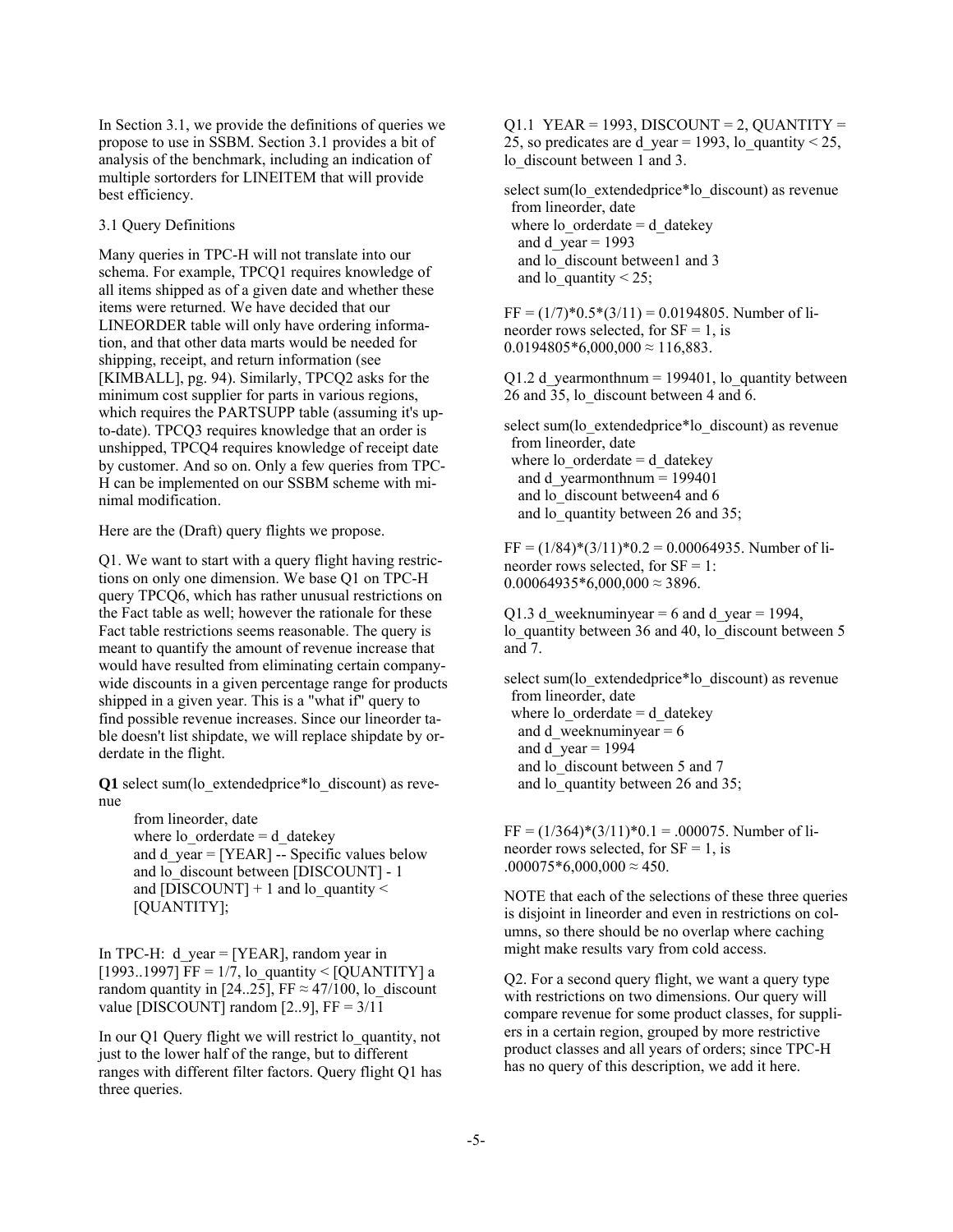In Section 3.1, we provide the definitions of queries we propose to use in SSBM. Section 3.1 provides a bit of analysis of the benchmark, including an indication of multiple sortorders for LINEITEM that will provide best efficiency.

### 3.1 Query Definitions

Many queries in TPC-H will not translate into our schema. For example, TPCQ1 requires knowledge of all items shipped as of a given date and whether these items were returned. We have decided that our LINEORDER table will only have ordering information, and that other data marts would be needed for shipping, receipt, and return information (see [KIMBALL], pg. 94). Similarly, TPCQ2 asks for the minimum cost supplier for parts in various regions, which requires the PARTSUPP table (assuming it's up-to-date). TPCQ3 requires knowledge that an order is unshipped, TPCQ4 requires knowledge of receipt date by customer. And so on. Only a few queries from TPC-H can be implemented on our SSBM scheme with minimal modification.

Here are the (Draft) query flights we propose.

Q1. We want to start with a query flight having restrictions on only one dimension. We base Q1 on TPC-H query TPCQ6, which has rather unusual restrictions on the Fact table as well; however the rationale for these Fact table restrictions seems reasonable. The query is meant to quantify the amount of revenue increase that would have resulted from eliminating certain company-wide discounts in a given percentage range for products shipped in a given year. This is a "what if" query to find possible revenue increases. Since our lineorder table doesn't list shipdate, we will replace shipdate by orderdate in the flight.

**Q1** select sum(lo_extendedprice*lo_discount) as revenue

```
from lineorder, date
where lo_orderdate = d_datekey
and d_year = [YEAR] -- Specific values below
and lo_discount between [DISCOUNT] - 1
and [DISCOUNT] + 1 and lo_quantity <
[QUANTITY];
```

In TPC-H: d_year = [YEAR], random year in [1993..1997] FF = 1/7, lo_quantity < [QUANTITY] a random quantity in [24..25], FF ≈ 47/100, lo_discount value [DISCOUNT] random [2..9], FF = 3/11

In our Q1 Query flight we will restrict lo_quantity, not just to the lower half of the range, but to different ranges with different filter factors. Query flight Q1 has three queries.

Q1.1 YEAR = 1993, DISCOUNT = 2, QUANTITY = 25, so predicates are d_year = 1993, lo_quantity < 25, lo_discount between 1 and 3.

```
select sum(lo_extendedprice*lo_discount) as revenue
 from lineorder, date
 where lo_orderdate = d_datekey
  and d_year = 1993
  and lo_discount between1 and 3
  and lo_quantity < 25;
```

FF = (1/7)*0.5*(3/11) = 0.0194805. Number of lineorder rows selected, for SF = 1, is 0.0194805*6,000,000 ≈ 116,883.

Q1.2 d_yearmonthnum = 199401, lo_quantity between 26 and 35, lo_discount between 4 and 6.

```
select sum(lo_extendedprice*lo_discount) as revenue
 from lineorder, date
 where lo_orderdate = d_datekey
  and d_yearmonthnum = 199401
  and lo_discount between4 and 6
  and lo_quantity between 26 and 35;
```

FF = (1/84)*(3/11)*0.2 = 0.00064935. Number of lineorder rows selected, for SF = 1: 0.00064935*6,000,000 ≈ 3896.

Q1.3 d_weeknuminyear = 6 and d_year = 1994, lo_quantity between 36 and 40, lo_discount between 5 and 7.

```
select sum(lo_extendedprice*lo_discount) as revenue
 from lineorder, date
 where lo_orderdate = d_datekey
  and d_weeknuminyear = 6
  and d_year = 1994
  and lo_discount between 5 and 7
  and lo_quantity between 26 and 35;
```

FF = (1/364)*(3/11)*0.1 = .000075. Number of lineorder rows selected, for SF = 1, is .000075*6,000,000 ≈ 450.

NOTE that each of the selections of these three queries is disjoint in lineorder and even in restrictions on columns, so there should be no overlap where caching might make results vary from cold access.

Q2. For a second query flight, we want a query type with restrictions on two dimensions. Our query will compare revenue for some product classes, for suppliers in a certain region, grouped by more restrictive product classes and all years of orders; since TPC-H has no query of this description, we add it here.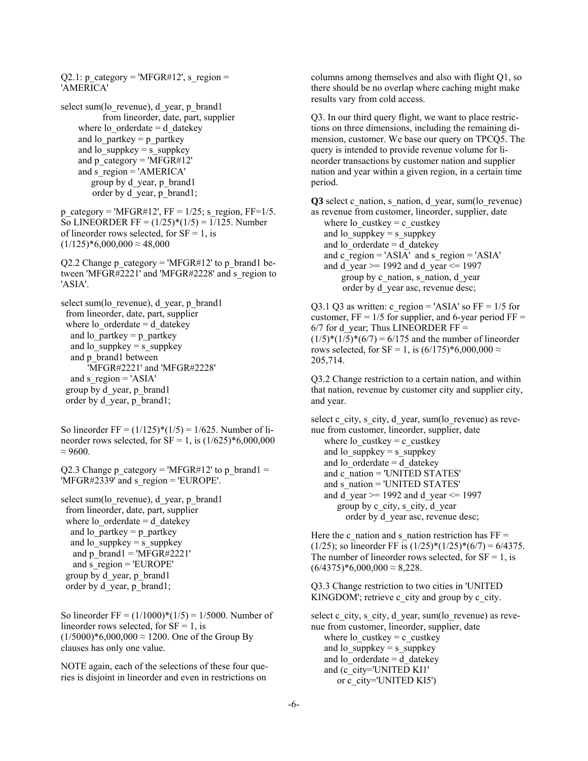Q2.1: p_category = 'MFGR#12', s_region = 'AMERICA'

```
select sum(lo_revenue), d_year, p_brand1
        from lineorder, date, part, supplier
    where lo_orderdate = d_datekey
    and lo_partkey = p_partkey
    and lo_suppkey = s_suppkey
    and p_category = 'MFGR#12'
    and s_region = 'AMERICA'
        group by d_year, p_brand1
        order by d_year, p_brand1;
```

p_category = 'MFGR#12', FF = 1/25; s_region, FF=1/5. So LINEORDER FF = (1/25)*(1/5) = 1/125. Number of lineorder rows selected, for SF = 1, is (1/125)*6,000,000 ≈ 48,000

Q2.2 Change p_category = 'MFGR#12' to p_brand1 between 'MFGR#2221' and 'MFGR#2228' and s_region to 'ASIA'.

```
select sum(lo_revenue), d_year, p_brand1
  from lineorder, date, part, supplier
  where lo_orderdate = d_datekey
    and lo_partkey = p_partkey
    and lo_suppkey = s_suppkey
    and p_brand1 between
        'MFGR#2221' and 'MFGR#2228'
    and s_region = 'ASIA'
  group by d_year, p_brand1
  order by d_year, p_brand1;
```

So lineorder FF = (1/125)*(1/5) = 1/625. Number of lineorder rows selected, for SF = 1, is (1/625)*6,000,000 ≈ 9600.

Q2.3 Change p_category = 'MFGR#12' to p_brand1 = 'MFGR#2339' and s_region = 'EUROPE'.

```
select sum(lo_revenue), d_year, p_brand1
  from lineorder, date, part, supplier
  where lo_orderdate = d_datekey
    and lo_partkey = p_partkey
    and lo_suppkey = s_suppkey
    and p_brand1 = 'MFGR#2221'
    and s_region = 'EUROPE'
  group by d_year, p_brand1
  order by d_year, p_brand1;
```

So lineorder FF = (1/1000)*(1/5) = 1/5000. Number of lineorder rows selected, for SF = 1, is (1/5000)*6,000,000 ≈ 1200. One of the Group By clauses has only one value.

NOTE again, each of the selections of these four queries is disjoint in lineorder and even in restrictions on columns among themselves and also with flight Q1, so there should be no overlap where caching might make results vary from cold access.

Q3. In our third query flight, we want to place restrictions on three dimensions, including the remaining dimension, customer. We base our query on TPCQ5. The query is intended to provide revenue volume for lineorder transactions by customer nation and supplier nation and year within a given region, in a certain time period.

**Q3** select c_nation, s_nation, d_year, sum(lo_revenue) as revenue from customer, lineorder, supplier, date

```
    where lo_custkey = c_custkey
    and lo_suppkey = s_suppkey
    and lo_orderdate = d_datekey
    and c_region = 'ASIA'  and s_region = 'ASIA'
    and d_year >= 1992 and d_year <= 1997
        group by c_nation, s_nation, d_year
        order by d_year asc, revenue desc;
```

Q3.1 Q3 as written: c_region = 'ASIA' so FF = 1/5 for customer, FF = 1/5 for supplier, and 6-year period FF = 6/7 for d_year; Thus LINEORDER FF = (1/5)*(1/5)*(6/7) = 6/175 and the number of lineorder rows selected, for SF = 1, is (6/175)*6,000,000 ≈ 205,714.

Q3.2 Change restriction to a certain nation, and within that nation, revenue by customer city and supplier city, and year.

```
select c_city, s_city, d_year, sum(lo_revenue) as revenue from customer, lineorder, supplier, date
    where lo_custkey = c_custkey
    and lo_suppkey = s_suppkey
    and lo_orderdate = d_datekey
    and c_nation = 'UNITED STATES'
    and s_nation = 'UNITED STATES'
    and d_year >= 1992 and d_year <= 1997
        group by c_city, s_city, d_year
          order by d_year asc, revenue desc;
```

Here the c_nation and s_nation restriction has FF = (1/25); so lineorder FF is (1/25)*(1/25)*(6/7) = 6/4375. The number of lineorder rows selected, for SF = 1, is (6/4375)*6,000,000 ≈ 8,228.

Q3.3 Change restriction to two cities in 'UNITED KINGDOM'; retrieve c_city and group by c_city.

```
select c_city, s_city, d_year, sum(lo_revenue) as revenue from customer, lineorder, supplier, date
    where lo_custkey = c_custkey
    and lo_suppkey = s_suppkey
    and lo_orderdate = d_datekey
    and (c_city='UNITED KI1'
        or c_city='UNITED KI5')
```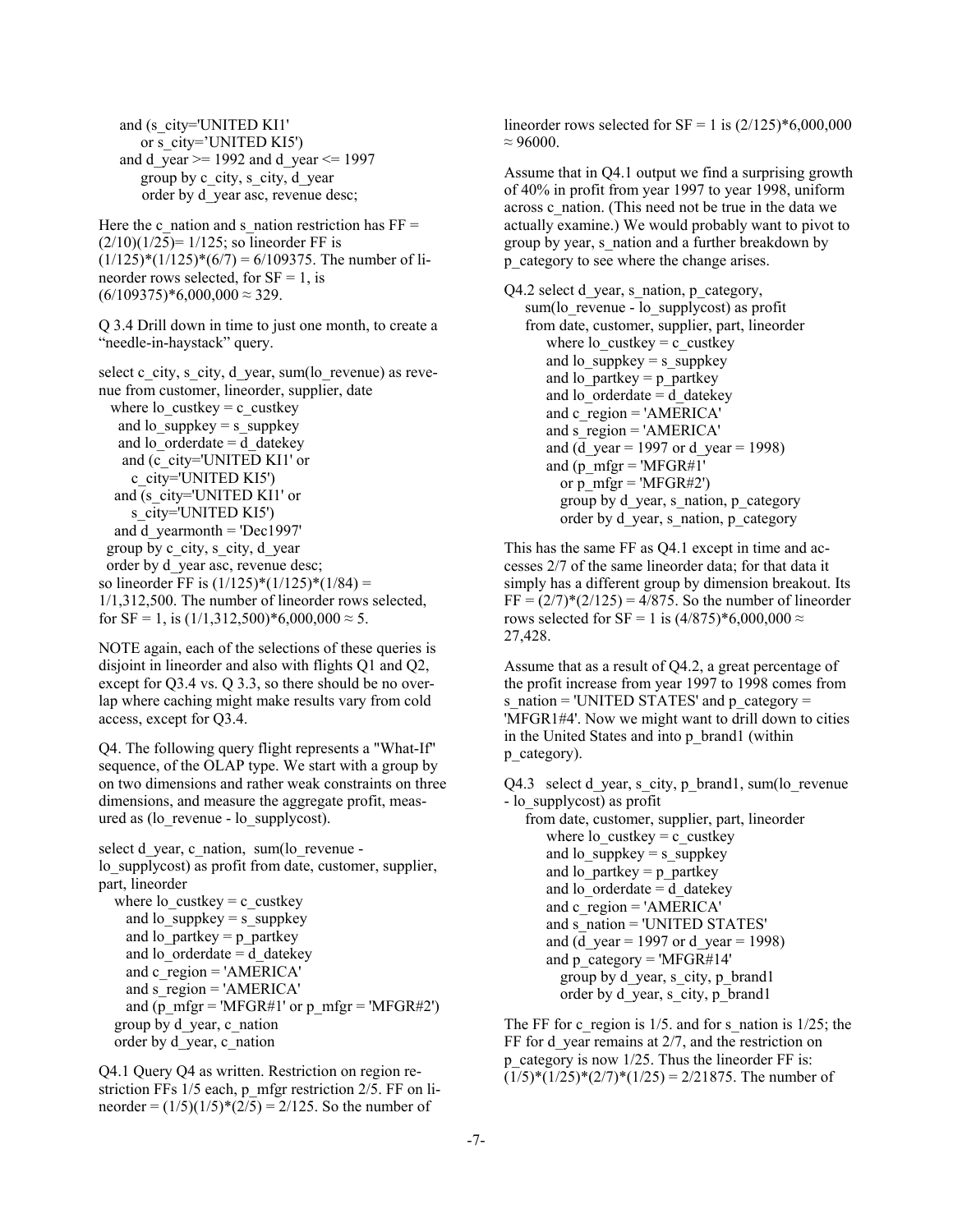```
    and (s_city='UNITED KI1'
        or s_city='UNITED KI5')
    and d_year >= 1992 and d_year <= 1997
        group by c_city, s_city, d_year
        order by d_year asc, revenue desc;
```

Here the c_nation and s_nation restriction has FF = $(2/10)(1/25)= 1/125$; so lineorder FF is $(1/125)*(1/125)*(6/7) = 6/109375$. The number of lineorder rows selected, for SF = 1, is $(6/109375)*6{,}000{,}000 \approx 329$.

Q 3.4 Drill down in time to just one month, to create a "needle-in-haystack" query.

```
select c_city, s_city, d_year, sum(lo_revenue) as revenue from customer, lineorder, supplier, date
  where lo_custkey = c_custkey
    and lo_suppkey = s_suppkey
    and lo_orderdate = d_datekey
    and (c_city='UNITED KI1' or
      c_city='UNITED KI5')
   and (s_city='UNITED KI1' or
      s_city='UNITED KI5')
   and d_yearmonth = 'Dec1997'
  group by c_city, s_city, d_year
  order by d_year asc, revenue desc;
```

so lineorder FF is $(1/125)*(1/125)*(1/84) = 1/1{,}312{,}500$. The number of lineorder rows selected, for SF = 1, is $(1/1{,}312{,}500)*6{,}000{,}000 \approx 5$.

NOTE again, each of the selections of these queries is disjoint in lineorder and also with flights Q1 and Q2, except for Q3.4 vs. Q 3.3, so there should be no overlap where caching might make results vary from cold access, except for Q3.4.

Q4. The following query flight represents a "What-If" sequence, of the OLAP type. We start with a group by on two dimensions and rather weak constraints on three dimensions, and measure the aggregate profit, measured as (lo_revenue - lo_supplycost).

```
select d_year, c_nation,  sum(lo_revenue -
lo_supplycost) as profit from date, customer, supplier,
part, lineorder
   where lo_custkey = c_custkey
     and lo_suppkey = s_suppkey
     and lo_partkey = p_partkey
     and lo_orderdate = d_datekey
     and c_region = 'AMERICA'
     and s_region = 'AMERICA'
     and (p_mfgr = 'MFGR#1' or p_mfgr = 'MFGR#2')
   group by d_year, c_nation
   order by d_year, c_nation
```

Q4.1 Query Q4 as written. Restriction on region restriction FFs 1/5 each, p_mfgr restriction 2/5. FF on lineorder = $(1/5)(1/5)*(2/5) = 2/125$. So the number of lineorder rows selected for SF = 1 is $(2/125)*6{,}000{,}000 \approx 96000$.

Assume that in Q4.1 output we find a surprising growth of 40% in profit from year 1997 to year 1998, uniform across c_nation. (This need not be true in the data we actually examine.) We would probably want to pivot to group by year, s_nation and a further breakdown by p_category to see where the change arises.

```
Q4.2 select d_year, s_nation, p_category,
    sum(lo_revenue - lo_supplycost) as profit
    from date, customer, supplier, part, lineorder
        where lo_custkey = c_custkey
        and lo_suppkey = s_suppkey
        and lo_partkey = p_partkey
        and lo_orderdate = d_datekey
        and c_region = 'AMERICA'
        and s_region = 'AMERICA'
        and (d_year = 1997 or d_year = 1998)
        and (p_mfgr = 'MFGR#1'
          or p_mfgr = 'MFGR#2')
          group by d_year, s_nation, p_category
          order by d_year, s_nation, p_category
```

This has the same FF as Q4.1 except in time and accesses 2/7 of the same lineorder data; for that data it simply has a different group by dimension breakout. Its $FF = (2/7)*(2/125) = 4/875$. So the number of lineorder rows selected for SF = 1 is $(4/875)*6{,}000{,}000 \approx 27{,}428$.

Assume that as a result of Q4.2, a great percentage of the profit increase from year 1997 to 1998 comes from s_nation = 'UNITED STATES' and p_category = 'MFGR1#4'. Now we might want to drill down to cities in the United States and into p_brand1 (within p_category).

```
Q4.3  select d_year, s_city, p_brand1, sum(lo_revenue
- lo_supplycost) as profit
    from date, customer, supplier, part, lineorder
        where lo_custkey = c_custkey
        and lo_suppkey = s_suppkey
        and lo_partkey = p_partkey
        and lo_orderdate = d_datekey
        and c_region = 'AMERICA'
        and s_nation = 'UNITED STATES'
        and (d_year = 1997 or d_year = 1998)
        and p_category = 'MFGR#14'
          group by d_year, s_city, p_brand1
          order by d_year, s_city, p_brand1
```

The FF for c_region is 1/5. and for s_nation is 1/25; the FF for d_year remains at 2/7, and the restriction on p_category is now 1/25. Thus the lineorder FF is: $(1/5)*(1/25)*(2/7)*(1/25) = 2/21875$. The number of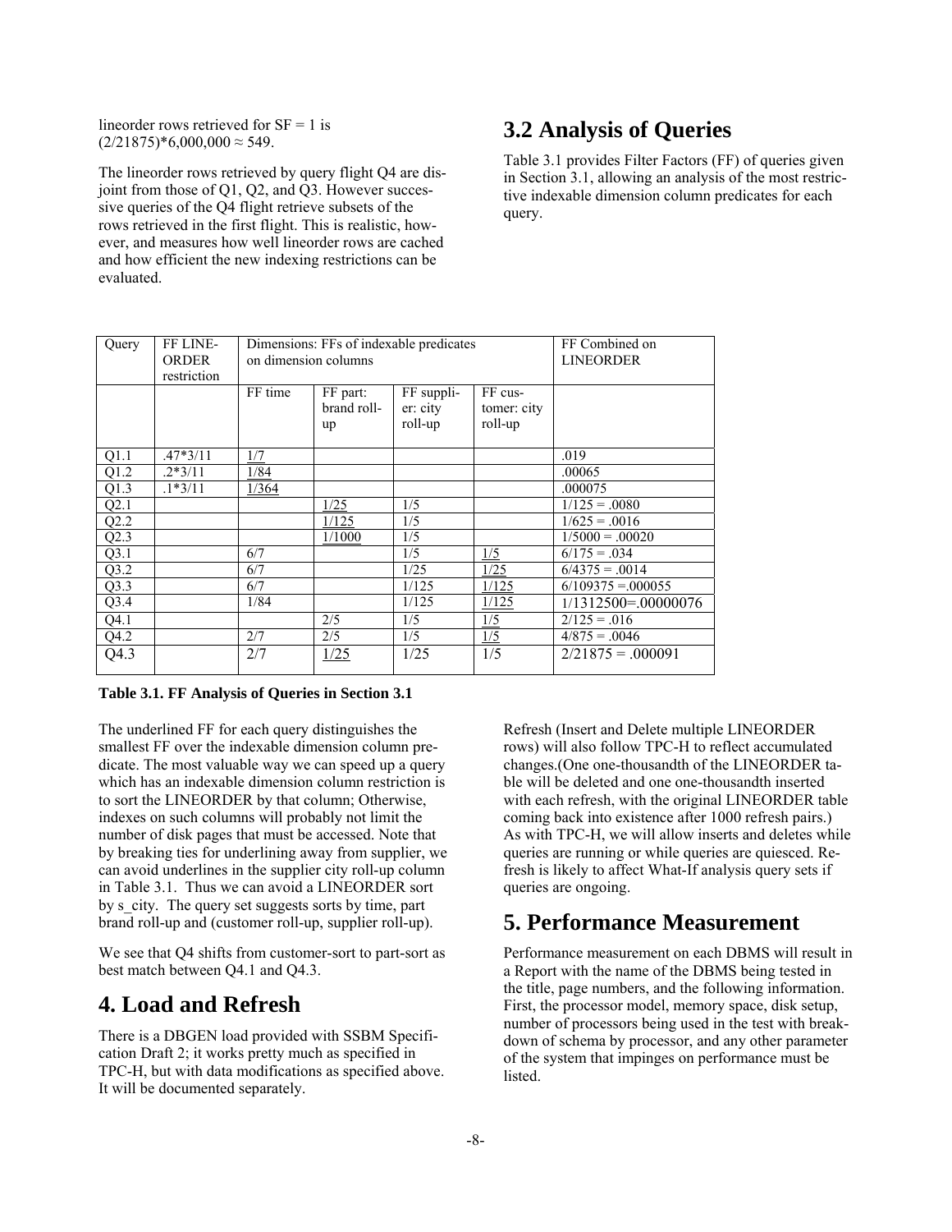lineorder rows retrieved for SF = 1 is $(2/21875)*6{,}000{,}000 \approx 549$.

The lineorder rows retrieved by query flight Q4 are disjoint from those of Q1, Q2, and Q3. However successive queries of the Q4 flight retrieve subsets of the rows retrieved in the first flight. This is realistic, however, and measures how well lineorder rows are cached and how efficient the new indexing restrictions can be evaluated.

## 3.2 Analysis of Queries

Table 3.1 provides Filter Factors (FF) of queries given in Section 3.1, allowing an analysis of the most restrictive indexable dimension column predicates for each query.

| Query | FF LINEORDER restriction | Dimensions: FFs of indexable predicates on dimension columns | | | | FF Combined on LINEORDER |
|---|---|---|---|---|---|---|
| | | FF time | FF part: brand roll-up | FF supplier: city roll-up | FF customer: city roll-up | |
| Q1.1 | .47*3/11 | <u>1/7</u> | | | | .019 |
| Q1.2 | .2*3/11 | <u>1/84</u> | | | | .00065 |
| Q1.3 | .1*3/11 | <u>1/364</u> | | | | .000075 |
| Q2.1 | | | <u>1/25</u> | 1/5 | | 1/125 = .0080 |
| Q2.2 | | | <u>1/125</u> | 1/5 | | 1/625 = .0016 |
| Q2.3 | | | <u>1/1000</u> | 1/5 | | 1/5000 = .00020 |
| Q3.1 | | 6/7 | | 1/5 | <u>1/5</u> | 6/175 = .034 |
| Q3.2 | | 6/7 | | 1/25 | <u>1/25</u> | 6/4375 = .0014 |
| Q3.3 | | 6/7 | | 1/125 | <u>1/125</u> | 6/109375 =.000055 |
| Q3.4 | | 1/84 | | 1/125 | <u>1/125</u> | 1/1312500=.00000076 |
| Q4.1 | | | 2/5 | 1/5 | <u>1/5</u> | 2/125 = .016 |
| Q4.2 | | 2/7 | 2/5 | 1/5 | <u>1/5</u> | 4/875 = .0046 |
| Q4.3 | | 2/7 | <u>1/25</u> | 1/25 | 1/5 | 2/21875 = .000091 |

**Table 3.1. FF Analysis of Queries in Section 3.1**

The underlined FF for each query distinguishes the smallest FF over the indexable dimension column predicate. The most valuable way we can speed up a query which has an indexable dimension column restriction is to sort the LINEORDER by that column; Otherwise, indexes on such columns will probably not limit the number of disk pages that must be accessed. Note that by breaking ties for underlining away from supplier, we can avoid underlines in the supplier city roll-up column in Table 3.1. Thus we can avoid a LINEORDER sort by s_city. The query set suggests sorts by time, part brand roll-up and (customer roll-up, supplier roll-up).

We see that Q4 shifts from customer-sort to part-sort as best match between Q4.1 and Q4.3.

# 4. Load and Refresh

There is a DBGEN load provided with SSBM Specification Draft 2; it works pretty much as specified in TPC-H, but with data modifications as specified above. It will be documented separately.

Refresh (Insert and Delete multiple LINEORDER rows) will also follow TPC-H to reflect accumulated changes.(One one-thousandth of the LINEORDER table will be deleted and one one-thousandth inserted with each refresh, with the original LINEORDER table coming back into existence after 1000 refresh pairs.) As with TPC-H, we will allow inserts and deletes while queries are running or while queries are quiesced. Refresh is likely to affect What-If analysis query sets if queries are ongoing.

# 5. Performance Measurement

Performance measurement on each DBMS will result in a Report with the name of the DBMS being tested in the title, page numbers, and the following information. First, the processor model, memory space, disk setup, number of processors being used in the test with breakdown of schema by processor, and any other parameter of the system that impinges on performance must be listed.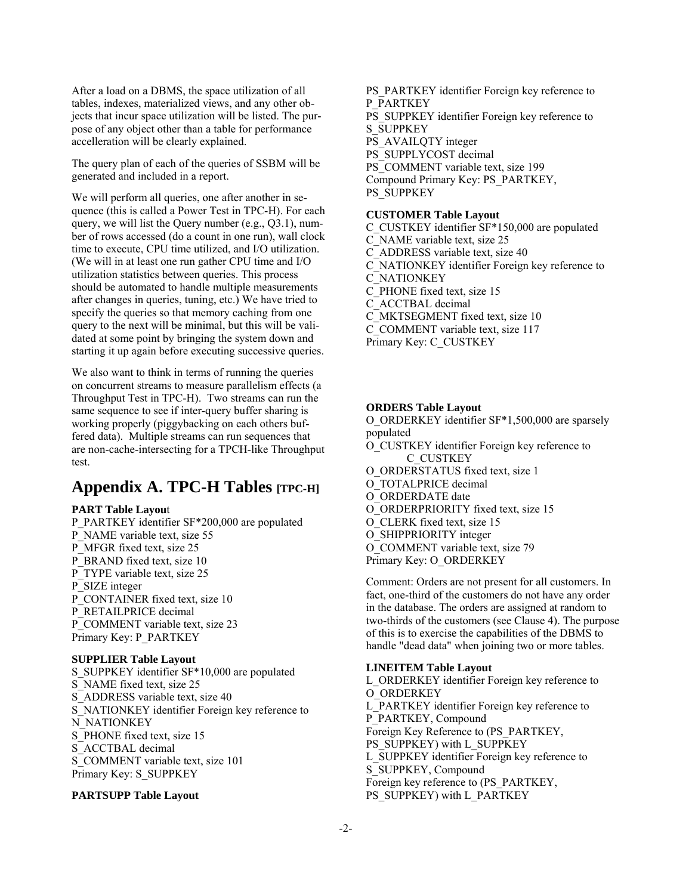After a load on a DBMS, the space utilization of all tables, indexes, materialized views, and any other objects that incur space utilization will be listed. The purpose of any object other than a table for performance accelleration will be clearly explained.

The query plan of each of the queries of SSBM will be generated and included in a report.

We will perform all queries, one after another in sequence (this is called a Power Test in TPC-H). For each query, we will list the Query number (e.g., Q3.1), number of rows accessed (do a count in one run), wall clock time to execute, CPU time utilized, and I/O utilization. (We will in at least one run gather CPU time and I/O utilization statistics between queries. This process should be automated to handle multiple measurements after changes in queries, tuning, etc.) We have tried to specify the queries so that memory caching from one query to the next will be minimal, but this will be validated at some point by bringing the system down and starting it up again before executing successive queries.

We also want to think in terms of running the queries on concurrent streams to measure parallelism effects (a Throughput Test in TPC-H). Two streams can run the same sequence to see if inter-query buffer sharing is working properly (piggybacking on each others buffered data). Multiple streams can run sequences that are non-cache-intersecting for a TPCH-like Throughput test.

# Appendix A. TPC-H Tables [TPC-H]

**PART Table Layout**

P_PARTKEY identifier SF*200,000 are populated
P_NAME variable text, size 55
P_MFGR fixed text, size 25
P_BRAND fixed text, size 10
P_TYPE variable text, size 25
P_SIZE integer
P_CONTAINER fixed text, size 10
P_RETAILPRICE decimal
P_COMMENT variable text, size 23
Primary Key: P_PARTKEY

**SUPPLIER Table Layout**

S_SUPPKEY identifier SF*10,000 are populated
S_NAME fixed text, size 25
S_ADDRESS variable text, size 40
S_NATIONKEY identifier Foreign key reference to N_NATIONKEY
S_PHONE fixed text, size 15
S_ACCTBAL decimal
S_COMMENT variable text, size 101
Primary Key: S_SUPPKEY

**PARTSUPP Table Layout**

PS_PARTKEY identifier Foreign key reference to P_PARTKEY
PS_SUPPKEY identifier Foreign key reference to S_SUPPKEY
PS_AVAILQTY integer
PS_SUPPLYCOST decimal
PS_COMMENT variable text, size 199
Compound Primary Key: PS_PARTKEY, PS_SUPPKEY

**CUSTOMER Table Layout**

C_CUSTKEY identifier SF*150,000 are populated
C_NAME variable text, size 25
C_ADDRESS variable text, size 40
C_NATIONKEY identifier Foreign key reference to C_NATIONKEY
C_PHONE fixed text, size 15
C_ACCTBAL decimal
C_MKTSEGMENT fixed text, size 10
C_COMMENT variable text, size 117
Primary Key: C_CUSTKEY

**ORDERS Table Layout**

O_ORDERKEY identifier SF*1,500,000 are sparsely populated
O_CUSTKEY identifier Foreign key reference to C_CUSTKEY
O_ORDERSTATUS fixed text, size 1
O_TOTALPRICE decimal
O_ORDERDATE date
O_ORDERPRIORITY fixed text, size 15
O_CLERK fixed text, size 15
O_SHIPPRIORITY integer
O_COMMENT variable text, size 79
Primary Key: O_ORDERKEY

Comment: Orders are not present for all customers. In fact, one-third of the customers do not have any order in the database. The orders are assigned at random to two-thirds of the customers (see Clause 4). The purpose of this is to exercise the capabilities of the DBMS to handle "dead data" when joining two or more tables.

**LINEITEM Table Layout**

L_ORDERKEY identifier Foreign key reference to O_ORDERKEY
L_PARTKEY identifier Foreign key reference to P_PARTKEY, Compound Foreign Key Reference to (PS_PARTKEY, PS_SUPPKEY) with L_SUPPKEY
L_SUPPKEY identifier Foreign key reference to S_SUPPKEY, Compound Foreign key reference to (PS_PARTKEY, PS_SUPPKEY) with L_PARTKEY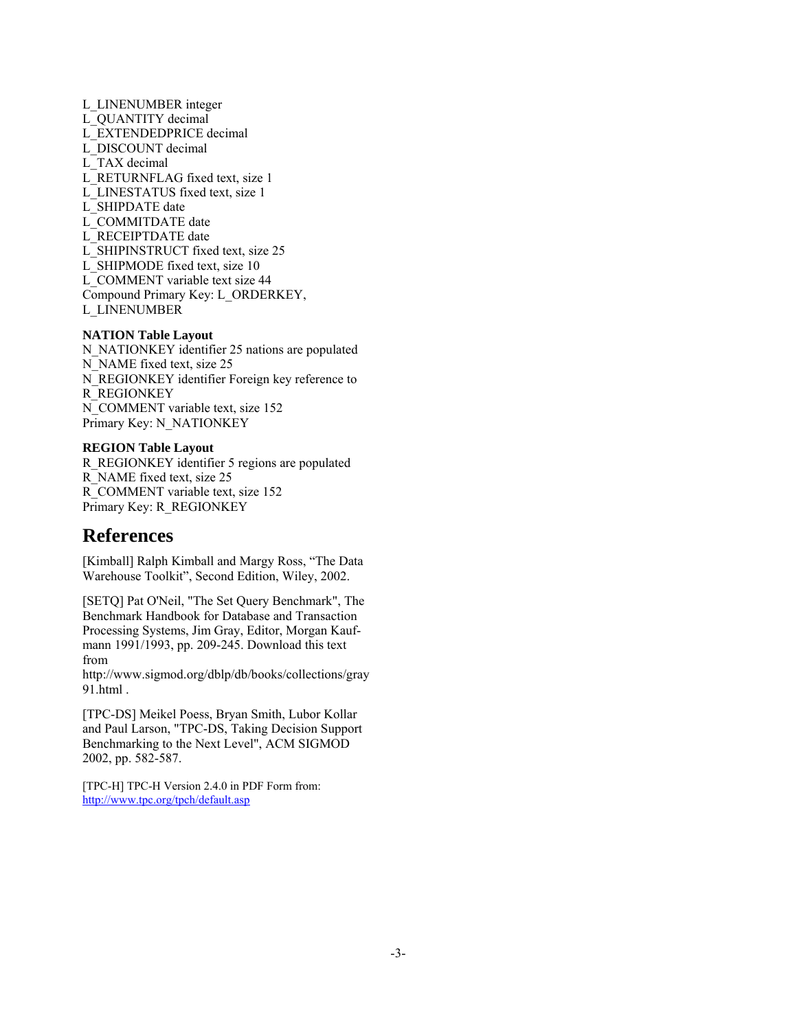L_LINENUMBER integer
L_QUANTITY decimal
L_EXTENDEDPRICE decimal
L_DISCOUNT decimal
L_TAX decimal
L_RETURNFLAG fixed text, size 1
L_LINESTATUS fixed text, size 1
L_SHIPDATE date
L_COMMITDATE date
L_RECEIPTDATE date
L_SHIPINSTRUCT fixed text, size 25
L_SHIPMODE fixed text, size 10
L_COMMENT variable text size 44
Compound Primary Key: L_ORDERKEY, L_LINENUMBER

**NATION Table Layout**
N_NATIONKEY identifier 25 nations are populated
N_NAME fixed text, size 25
N_REGIONKEY identifier Foreign key reference to R_REGIONKEY
N_COMMENT variable text, size 152
Primary Key: N_NATIONKEY

**REGION Table Layout**
R_REGIONKEY identifier 5 regions are populated
R_NAME fixed text, size 25
R_COMMENT variable text, size 152
Primary Key: R_REGIONKEY

## References

[Kimball] Ralph Kimball and Margy Ross, "The Data Warehouse Toolkit", Second Edition, Wiley, 2002.

[SETQ] Pat O'Neil, "The Set Query Benchmark", The Benchmark Handbook for Database and Transaction Processing Systems, Jim Gray, Editor, Morgan Kaufmann 1991/1993, pp. 209-245. Download this text from http://www.sigmod.org/dblp/db/books/collections/gray91.html .

[TPC-DS] Meikel Poess, Bryan Smith, Lubor Kollar and Paul Larson, "TPC-DS, Taking Decision Support Benchmarking to the Next Level", ACM SIGMOD 2002, pp. 582-587.

[TPC-H] TPC-H Version 2.4.0 in PDF Form from: http://www.tpc.org/tpch/default.asp